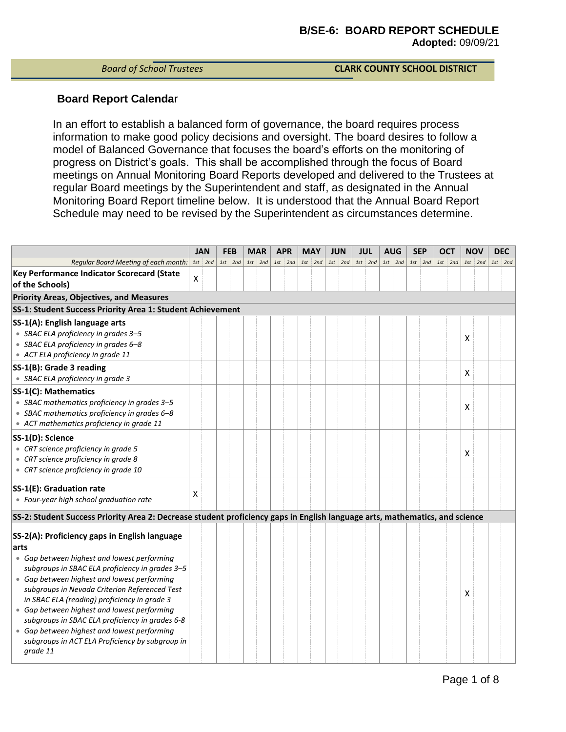# B/SE-6: BOARD REPORT SCHEDULE

**Adopted:** 09/09/21

*Board of School Trustees* **CLARK COUNTY SCHOOL DISTRICT**

## Board Report Calendar

In an effort to establish a balanced form of governance, the board requires process information to make good policy decisions and oversight. The board desires to follow a model of Balanced Governance that focuses the board's efforts on the monitoring of progress on District's goals. This shall be accomplished through the focus of Board meetings on Annual Monitoring Board Reports developed and delivered to the Trustees at regular Board meetings by the Superintendent and staff, as designated in the Annual Monitoring Board Report timeline below. It is understood that the Annual Board Report Schedule may need to be revised by the Superintendent as circumstances determine.

| | JAN | | FEB | | MAR | | APR | | MAY | | JUN | | JUL | | AUG | | SEP | | OCT | | NOV | | DEC | |
|---|---|---|---|---|---|---|---|---|---|---|---|---|---|---|---|---|---|---|---|---|---|---|---|---|
| *Regular Board Meeting of each month:* | *1st* | *2nd* | *1st* | *2nd* | *1st* | *2nd* | *1st* | *2nd* | *1st* | *2nd* | *1st* | *2nd* | *1st* | *2nd* | *1st* | *2nd* | *1st* | *2nd* | *1st* | *2nd* | *1st* | *2nd* | *1st* | *2nd* |
| **Key Performance Indicator Scorecard (State of the Schools)** | X | | | | | | | | | | | | | | | | | | | | | | | |
| **Priority Areas, Objectives, and Measures** | | | | | | | | | | | | | | | | | | | | | | | | |
| **SS-1: Student Success Priority Area 1: Student Achievement** | | | | | | | | | | | | | | | | | | | | | | | | |
| **SS-1(A): English language arts**<br>• *SBAC ELA proficiency in grades 3–5*<br>• *SBAC ELA proficiency in grades 6–8*<br>• *ACT ELA proficiency in grade 11* | | | | | | | | | | | | | | | | | | | | | X | | | |
| **SS-1(B): Grade 3 reading**<br>• *SBAC ELA proficiency in grade 3* | | | | | | | | | | | | | | | | | | | | | X | | | |
| **SS-1(C): Mathematics**<br>• *SBAC mathematics proficiency in grades 3–5*<br>• *SBAC mathematics proficiency in grades 6–8*<br>• *ACT mathematics proficiency in grade 11* | | | | | | | | | | | | | | | | | | | | | X | | | |
| **SS-1(D): Science**<br>• *CRT science proficiency in grade 5*<br>• *CRT science proficiency in grade 8*<br>• *CRT science proficiency in grade 10* | | | | | | | | | | | | | | | | | | | | | X | | | |
| **SS-1(E): Graduation rate**<br>• *Four-year high school graduation rate* | X | | | | | | | | | | | | | | | | | | | | | | | |
| **SS-2: Student Success Priority Area 2: Decrease student proficiency gaps in English language arts, mathematics, and science** | | | | | | | | | | | | | | | | | | | | | | | | |
| **SS-2(A): Proficiency gaps in English language arts**<br>• *Gap between highest and lowest performing subgroups in SBAC ELA proficiency in grades 3–5*<br>• *Gap between highest and lowest performing subgroups in Nevada Criterion Referenced Test in SBAC ELA (reading) proficiency in grade 3*<br>• *Gap between highest and lowest performing subgroups in SBAC ELA proficiency in grades 6-8*<br>• *Gap between highest and lowest performing subgroups in ACT ELA Proficiency by subgroup in grade 11* | | | | | | | | | | | | | | | | | | | | | X | | | |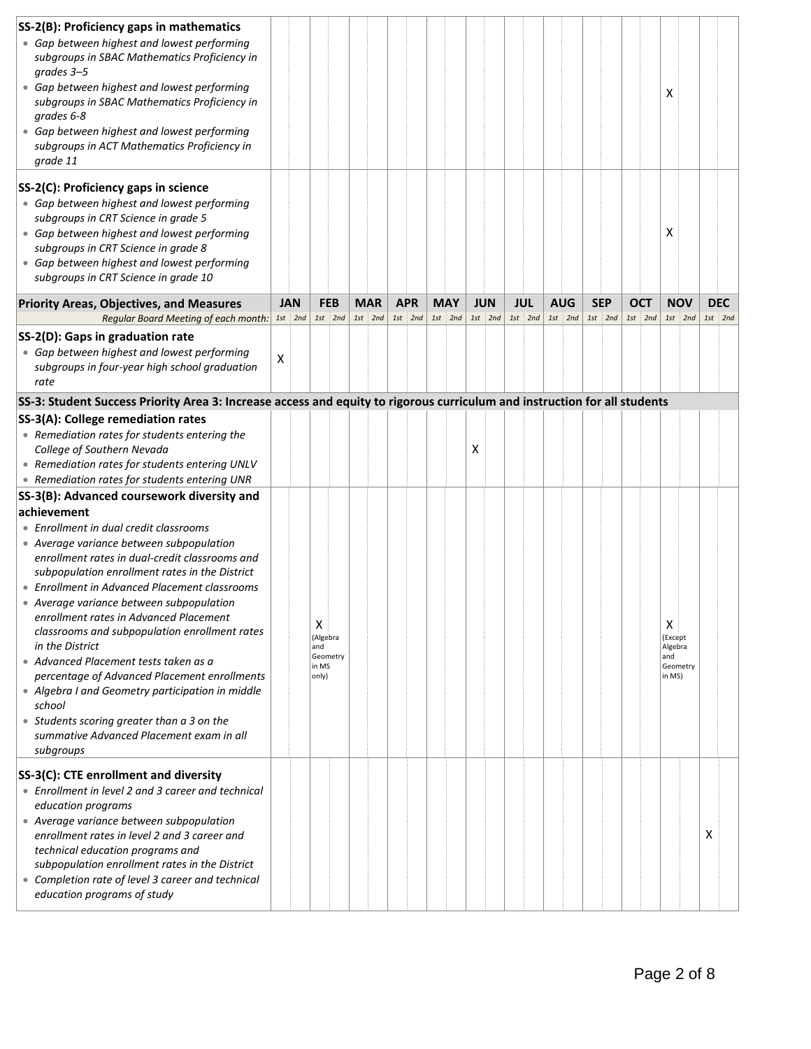| Priority Areas, Objectives, and Measures | JAN | | FEB | | MAR | | APR | | MAY | | JUN | | JUL | | AUG | | SEP | | OCT | | NOV | | DEC | |
|---|---|---|---|---|---|---|---|---|---|---|---|---|---|---|---|---|---|---|---|---|---|---|---|---|
| *Regular Board Meeting of each month:* | *1st* | *2nd* | *1st* | *2nd* | *1st* | *2nd* | *1st* | *2nd* | *1st* | *2nd* | *1st* | *2nd* | *1st* | *2nd* | *1st* | *2nd* | *1st* | *2nd* | *1st* | *2nd* | *1st* | *2nd* | *1st* | *2nd* |
| **SS-2(B): Proficiency gaps in mathematics**<br>• *Gap between highest and lowest performing subgroups in SBAC Mathematics Proficiency in grades 3–5*<br>• *Gap between highest and lowest performing subgroups in SBAC Mathematics Proficiency in grades 6-8*<br>• *Gap between highest and lowest performing subgroups in ACT Mathematics Proficiency in grade 11* | | | | | | | | | | | | | | | | | | | | | X | | | |
| **SS-2(C): Proficiency gaps in science**<br>• *Gap between highest and lowest performing subgroups in CRT Science in grade 5*<br>• *Gap between highest and lowest performing subgroups in CRT Science in grade 8*<br>• *Gap between highest and lowest performing subgroups in CRT Science in grade 10* | | | | | | | | | | | | | | | | | | | | | X | | | |
| **SS-2(D): Gaps in graduation rate**<br>• *Gap between highest and lowest performing subgroups in four-year high school graduation rate* | X | | | | | | | | | | | | | | | | | | | | | | | |
| **SS-3: Student Success Priority Area 3: Increase access and equity to rigorous curriculum and instruction for all students** | | | | | | | | | | | | | | | | | | | | | | | | |
| **SS-3(A): College remediation rates**<br>• *Remediation rates for students entering the College of Southern Nevada*<br>• *Remediation rates for students entering UNLV*<br>• *Remediation rates for students entering UNR* | | | | | | | | | | | X | | | | | | | | | | | | | |
| **SS-3(B): Advanced coursework diversity and achievement**<br>• *Enrollment in dual credit classrooms*<br>• *Average variance between subpopulation enrollment rates in dual-credit classrooms and subpopulation enrollment rates in the District*<br>• *Enrollment in Advanced Placement classrooms*<br>• *Average variance between subpopulation enrollment rates in Advanced Placement classrooms and subpopulation enrollment rates in the District*<br>• *Advanced Placement tests taken as a percentage of Advanced Placement enrollments*<br>• *Algebra I and Geometry participation in middle school*<br>• *Students scoring greater than a 3 on the summative Advanced Placement exam in all subgroups* | | | X (Algebra and Geometry in MS only) | | | | | | | | | | | | | | | | | | X (Except Algebra and Geometry in MS) | | | |
| **SS-3(C): CTE enrollment and diversity**<br>• *Enrollment in level 2 and 3 career and technical education programs*<br>• *Average variance between subpopulation enrollment rates in level 2 and 3 career and technical education programs and subpopulation enrollment rates in the District*<br>• *Completion rate of level 3 career and technical education programs of study* | | | | | | | | | | | | | | | | | | | | | | | X | |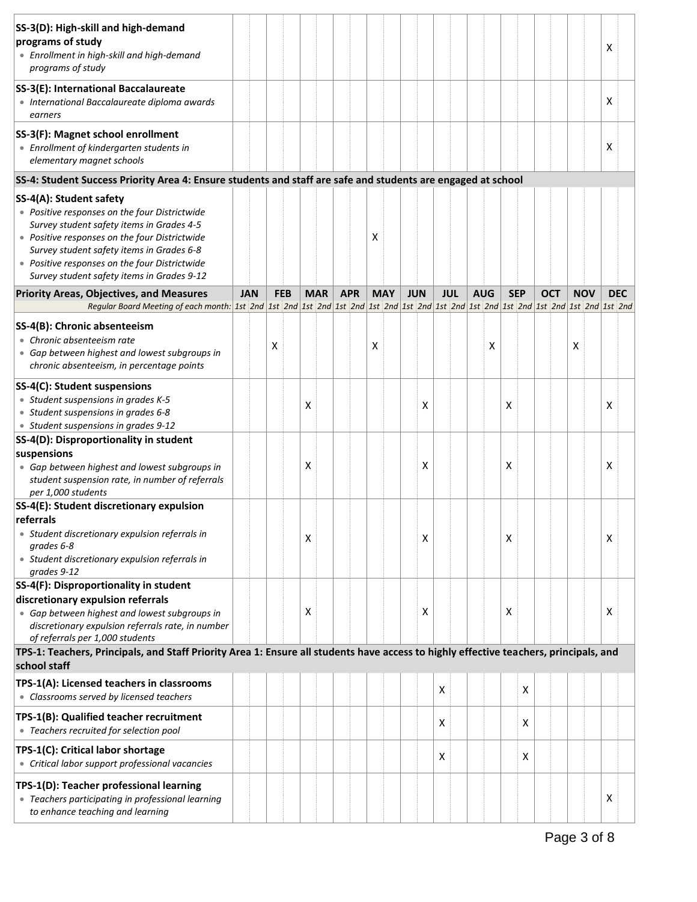| Priority Areas, Objectives, and Measures | JAN | | FEB | | MAR | | APR | | MAY | | JUN | | JUL | | AUG | | SEP | | OCT | | NOV | | DEC | |
|---|---|---|---|---|---|---|---|---|---|---|---|---|---|---|---|---|---|---|---|---|---|---|---|---|
| *Regular Board Meeting of each month:* | *1st* | *2nd* | *1st* | *2nd* | *1st* | *2nd* | *1st* | *2nd* | *1st* | *2nd* | *1st* | *2nd* | *1st* | *2nd* | *1st* | *2nd* | *1st* | *2nd* | *1st* | *2nd* | *1st* | *2nd* | *1st* | *2nd* |
| **SS-3(D): High-skill and high-demand programs of study**<br>• *Enrollment in high-skill and high-demand programs of study* | | | | | | | | | | | | | | | | | | | | | | | X | |
| **SS-3(E): International Baccalaureate**<br>• *International Baccalaureate diploma awards earners* | | | | | | | | | | | | | | | | | | | | | | | X | |
| **SS-3(F): Magnet school enrollment**<br>• *Enrollment of kindergarten students in elementary magnet schools* | | | | | | | | | | | | | | | | | | | | | | | X | |
| **SS-4: Student Success Priority Area 4: Ensure students and staff are safe and students are engaged at school** | | | | | | | | | | | | | | | | | | | | | | | | |
| **SS-4(A): Student safety**<br>• *Positive responses on the four Districtwide Survey student safety items in Grades 4-5*<br>• *Positive responses on the four Districtwide Survey student safety items in Grades 6-8*<br>• *Positive responses on the four Districtwide Survey student safety items in Grades 9-12* | | | | | | | | | X | | | | | | | | | | | | | | | |
| **SS-4(B): Chronic absenteeism**<br>• *Chronic absenteeism rate*<br>• *Gap between highest and lowest subgroups in chronic absenteeism, in percentage points* | | | X | | | | | | X | | | | | | | X | | | | | X | | | |
| **SS-4(C): Student suspensions**<br>• *Student suspensions in grades K-5*<br>• *Student suspensions in grades 6-8*<br>• *Student suspensions in grades 9-12* | | | | | X | | | | | | | X | | | | | X | | | | | | X | |
| **SS-4(D): Disproportionality in student suspensions**<br>• *Gap between highest and lowest subgroups in student suspension rate, in number of referrals per 1,000 students* | | | | | X | | | | | | | X | | | | | X | | | | | | X | |
| **SS-4(E): Student discretionary expulsion referrals**<br>• *Student discretionary expulsion referrals in grades 6-8*<br>• *Student discretionary expulsion referrals in grades 9-12* | | | | | X | | | | | | | X | | | | | X | | | | | | X | |
| **SS-4(F): Disproportionality in student discretionary expulsion referrals**<br>• *Gap between highest and lowest subgroups in discretionary expulsion referrals rate, in number of referrals per 1,000 students* | | | | | X | | | | | | | X | | | | | X | | | | | | X | |
| **TPS-1: Teachers, Principals, and Staff Priority Area 1: Ensure all students have access to highly effective teachers, principals, and school staff** | | | | | | | | | | | | | | | | | | | | | | | | |
| **TPS-1(A): Licensed teachers in classrooms**<br>• *Classrooms served by licensed teachers* | | | | | | | | | | | | | X | | | | | X | | | | | | |
| **TPS-1(B): Qualified teacher recruitment**<br>• *Teachers recruited for selection pool* | | | | | | | | | | | | | X | | | | | X | | | | | | |
| **TPS-1(C): Critical labor shortage**<br>• *Critical labor support professional vacancies* | | | | | | | | | | | | | X | | | | | X | | | | | | |
| **TPS-1(D): Teacher professional learning**<br>• *Teachers participating in professional learning to enhance teaching and learning* | | | | | | | | | | | | | | | | | | | | | | | X | |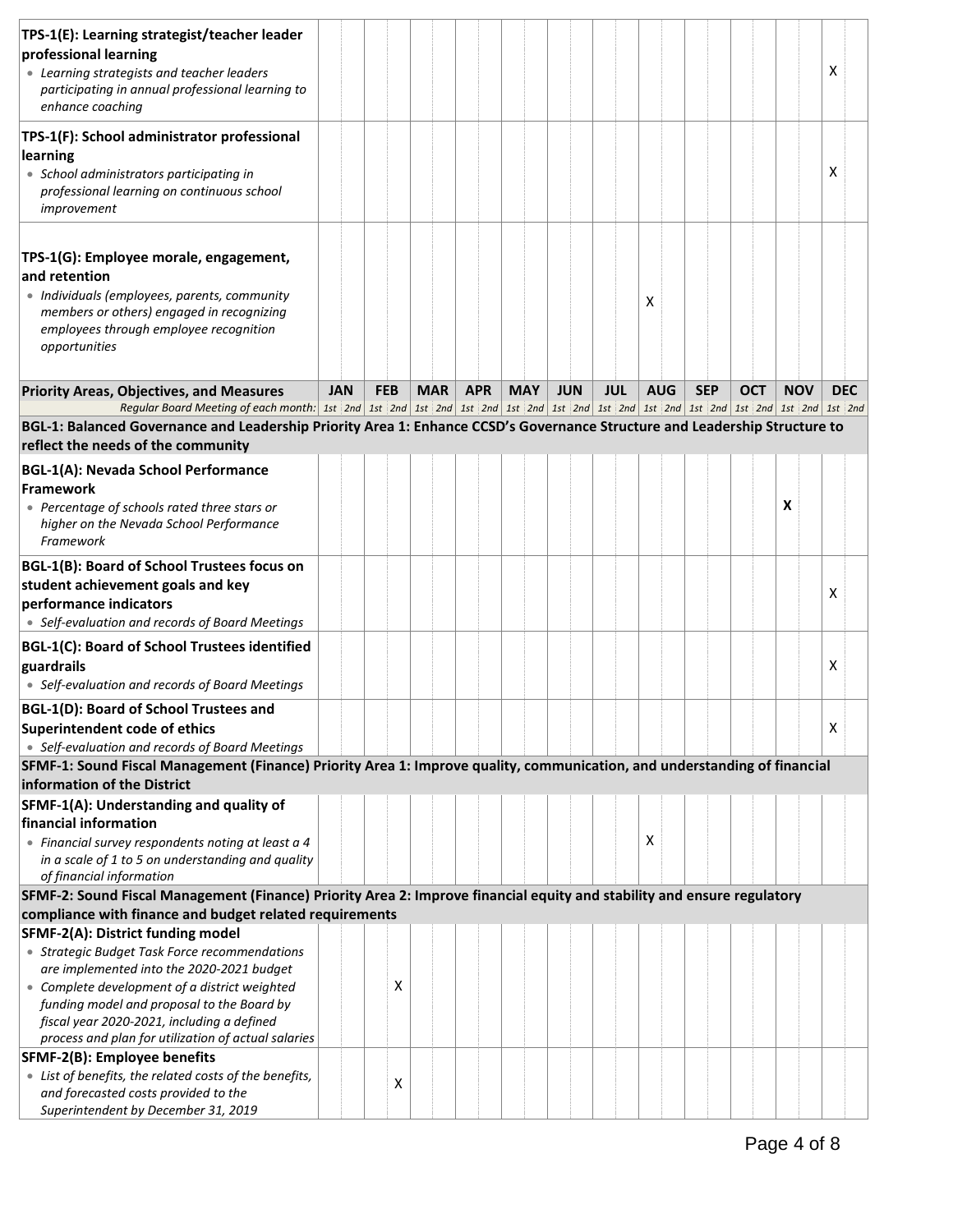| | | | | | | | | | | | | | | | | | | | | | | | | |
|---|---|---|---|---|---|---|---|---|---|---|---|---|---|---|---|---|---|---|---|---|---|---|---|---|
| **TPS-1(E): Learning strategist/teacher leader professional learning**<br>• *Learning strategists and teacher leaders participating in annual professional learning to enhance coaching* | | | | | | | | | | | | | | | | | | | | | | | X | |
| **TPS-1(F): School administrator professional learning**<br>• *School administrators participating in professional learning on continuous school improvement* | | | | | | | | | | | | | | | | | | | | | | | X | |
| **TPS-1(G): Employee morale, engagement, and retention**<br>• *Individuals (employees, parents, community members or others) engaged in recognizing employees through employee recognition opportunities* | | | | | | | | | | | | | | | X | | | | | | | | | |
| **Priority Areas, Objectives, and Measures** | **JAN** | | **FEB** | | **MAR** | | **APR** | | **MAY** | | **JUN** | | **JUL** | | **AUG** | | **SEP** | | **OCT** | | **NOV** | | **DEC** | |
| *Regular Board Meeting of each month:* | *1st* | *2nd* | *1st* | *2nd* | *1st* | *2nd* | *1st* | *2nd* | *1st* | *2nd* | *1st* | *2nd* | *1st* | *2nd* | *1st* | *2nd* | *1st* | *2nd* | *1st* | *2nd* | *1st* | *2nd* | *1st* | *2nd* |
| **BGL-1: Balanced Governance and Leadership Priority Area 1: Enhance CCSD's Governance Structure and Leadership Structure to reflect the needs of the community** | | | | | | | | | | | | | | | | | | | | | | | | |
| **BGL-1(A): Nevada School Performance Framework**<br>• *Percentage of schools rated three stars or higher on the Nevada School Performance Framework* | | | | | | | | | | | | | | | | | | | | | **X** | | | |
| **BGL-1(B): Board of School Trustees focus on student achievement goals and key performance indicators**<br>• *Self-evaluation and records of Board Meetings* | | | | | | | | | | | | | | | | | | | | | | | X | |
| **BGL-1(C): Board of School Trustees identified guardrails**<br>• *Self-evaluation and records of Board Meetings* | | | | | | | | | | | | | | | | | | | | | | | X | |
| **BGL-1(D): Board of School Trustees and Superintendent code of ethics**<br>• *Self-evaluation and records of Board Meetings* | | | | | | | | | | | | | | | | | | | | | | | X | |
| **SFMF-1: Sound Fiscal Management (Finance) Priority Area 1: Improve quality, communication, and understanding of financial information of the District** | | | | | | | | | | | | | | | | | | | | | | | | |
| **SFMF-1(A): Understanding and quality of financial information**<br>• *Financial survey respondents noting at least a 4 in a scale of 1 to 5 on understanding and quality of financial information* | | | | | | | | | | | | | | | X | | | | | | | | | |
| **SFMF-2: Sound Fiscal Management (Finance) Priority Area 2: Improve financial equity and stability and ensure regulatory compliance with finance and budget related requirements** | | | | | | | | | | | | | | | | | | | | | | | | |
| **SFMF-2(A): District funding model**<br>• *Strategic Budget Task Force recommendations are implemented into the 2020-2021 budget*<br>• *Complete development of a district weighted funding model and proposal to the Board by fiscal year 2020-2021, including a defined process and plan for utilization of actual salaries* | | | | X | | | | | | | | | | | | | | | | | | | | |
| **SFMF-2(B): Employee benefits**<br>• *List of benefits, the related costs of the benefits, and forecasted costs provided to the Superintendent by December 31, 2019* | | | | X | | | | | | | | | | | | | | | | | | | | |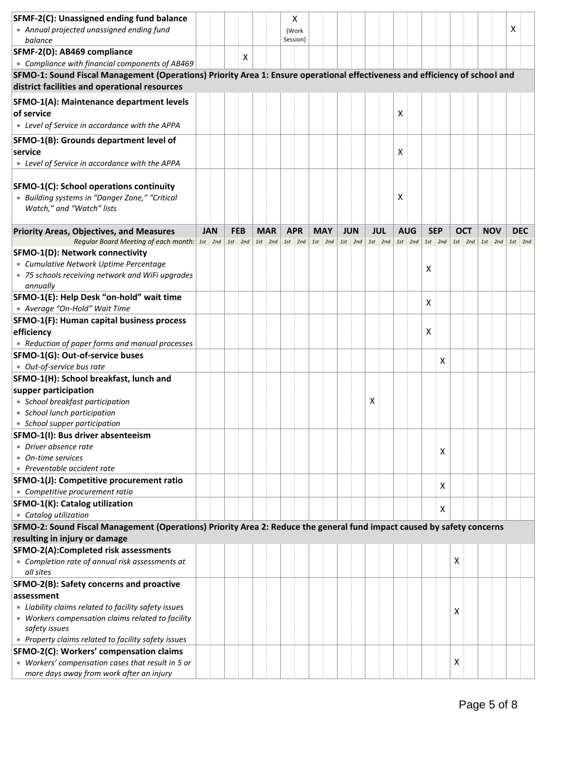| Priority Areas, Objectives, and Measures | JAN | | FEB | | MAR | | APR | | MAY | | JUN | | JUL | | AUG | | SEP | | OCT | | NOV | | DEC | |
|---|---|---|---|---|---|---|---|---|---|---|---|---|---|---|---|---|---|---|---|---|---|---|---|---|
| *Regular Board Meeting of each month:* | *1st* | *2nd* | *1st* | *2nd* | *1st* | *2nd* | *1st* | *2nd* | *1st* | *2nd* | *1st* | *2nd* | *1st* | *2nd* | *1st* | *2nd* | *1st* | *2nd* | *1st* | *2nd* | *1st* | *2nd* | *1st* | *2nd* |
| **SFMF-2(C): Unassigned ending fund balance**<br>• *Annual projected unassigned ending fund balance* | | | | | | | X (Work Session) | | | | | | | | | | | | | | | | X | |
| **SFMF-2(D): AB469 compliance**<br>• *Compliance with financial components of AB469* | | | | X | | | | | | | | | | | | | | | | | | | | |
| **SFMO-1: Sound Fiscal Management (Operations) Priority Area 1: Ensure operational effectiveness and efficiency of school and district facilities and operational resources** | | | | | | | | | | | | | | | | | | | | | | | | |
| **SFMO-1(A): Maintenance department levels of service**<br>• *Level of Service in accordance with the APPA* | | | | | | | | | | | | | | | X | | | | | | | | | |
| **SFMO-1(B): Grounds department level of service**<br>• *Level of Service in accordance with the APPA* | | | | | | | | | | | | | | | X | | | | | | | | | |
| **SFMO-1(C): School operations continuity**<br>• *Building systems in "Danger Zone," "Critical Watch," and "Watch" lists* | | | | | | | | | | | | | | | X | | | | | | | | | |
| **SFMO-1(D): Network connectivity**<br>• *Cumulative Network Uptime Percentage*<br>• *75 schools receiving network and WiFi upgrades annually* | | | | | | | | | | | | | | | | | X | | | | | | | |
| **SFMO-1(E): Help Desk "on-hold" wait time**<br>• *Average "On-Hold" Wait Time* | | | | | | | | | | | | | | | | | X | | | | | | | |
| **SFMO-1(F): Human capital business process efficiency**<br>• *Reduction of paper forms and manual processes* | | | | | | | | | | | | | | | | | X | | | | | | | |
| **SFMO-1(G): Out-of-service buses**<br>• *Out-of-service bus rate* | | | | | | | | | | | | | | | | | | X | | | | | | |
| **SFMO-1(H): School breakfast, lunch and supper participation**<br>• *School breakfast participation*<br>• *School lunch participation*<br>• *School supper participation* | | | | | | | | | | | | | X | | | | | | | | | | | |
| **SFMO-1(I): Bus driver absenteeism**<br>• *Driver absence rate*<br>• *On-time services*<br>• *Preventable accident rate* | | | | | | | | | | | | | | | | | | X | | | | | | |
| **SFMO-1(J): Competitive procurement ratio**<br>• *Competitive procurement ratio* | | | | | | | | | | | | | | | | | | X | | | | | | |
| **SFMO-1(K): Catalog utilization**<br>• *Catalog utilization* | | | | | | | | | | | | | | | | | | X | | | | | | |
| **SFMO-2: Sound Fiscal Management (Operations) Priority Area 2: Reduce the general fund impact caused by safety concerns resulting in injury or damage** | | | | | | | | | | | | | | | | | | | | | | | | |
| **SFMO-2(A):Completed risk assessments**<br>• *Completion rate of annual risk assessments at all sites* | | | | | | | | | | | | | | | | | | | X | | | | | |
| **SFMO-2(B): Safety concerns and proactive assessment**<br>• *Liability claims related to facility safety issues*<br>• *Workers compensation claims related to facility safety issues*<br>• *Property claims related to facility safety issues* | | | | | | | | | | | | | | | | | | | X | | | | | |
| **SFMO-2(C): Workers' compensation claims**<br>• *Workers' compensation cases that result in 5 or more days away from work after an injury* | | | | | | | | | | | | | | | | | | | X | | | | | |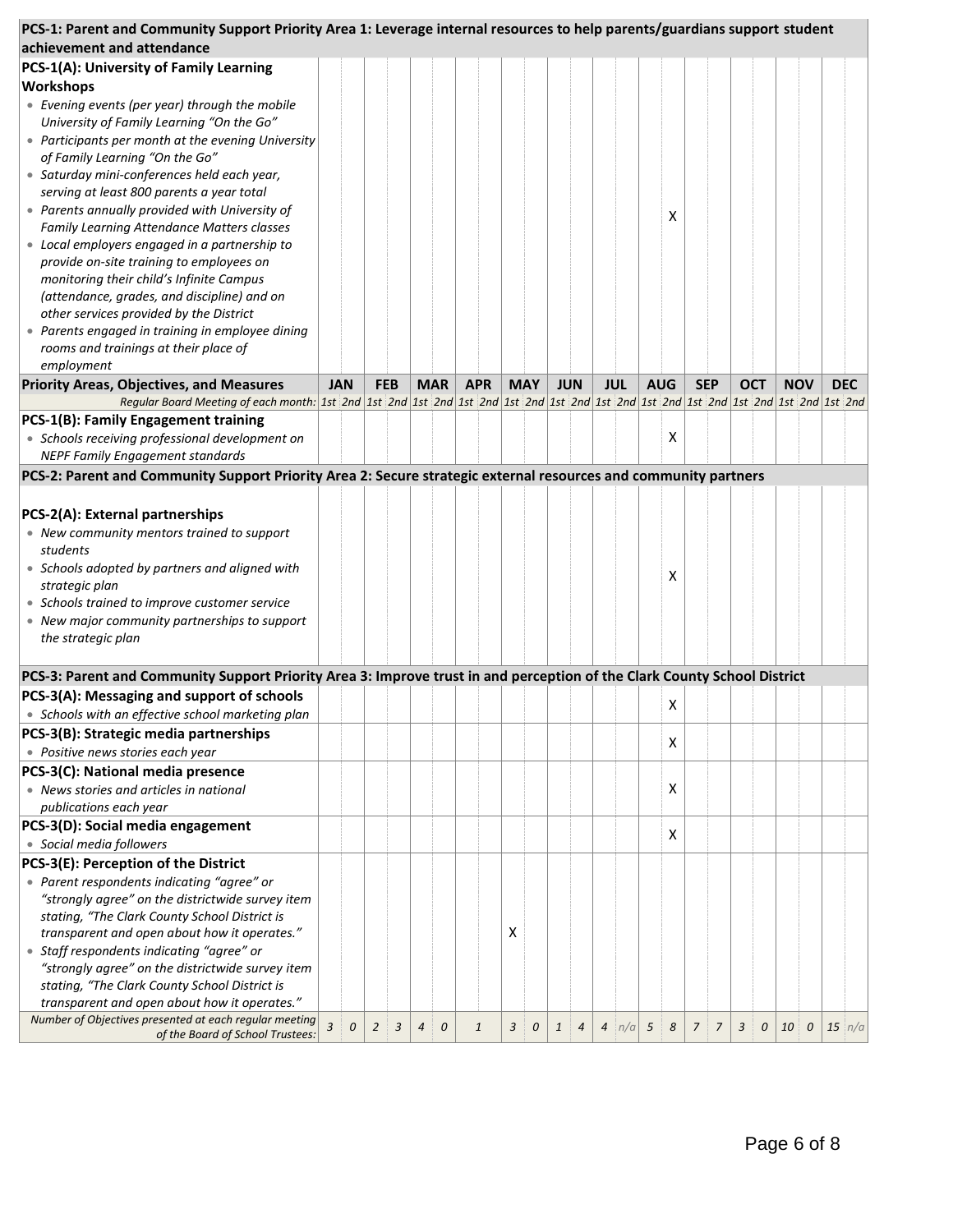| Priority Areas, Objectives, and Measures | JAN | | FEB | | MAR | | APR | | MAY | | JUN | | JUL | | AUG | | SEP | | OCT | | NOV | | DEC | |
|---|---|---|---|---|---|---|---|---|---|---|---|---|---|---|---|---|---|---|---|---|---|---|---|---|
| *Regular Board Meeting of each month:* | *1st* | *2nd* | *1st* | *2nd* | *1st* | *2nd* | *1st* | *2nd* | *1st* | *2nd* | *1st* | *2nd* | *1st* | *2nd* | *1st* | *2nd* | *1st* | *2nd* | *1st* | *2nd* | *1st* | *2nd* | *1st* | *2nd* |
| **PCS-1: Parent and Community Support Priority Area 1: Leverage internal resources to help parents/guardians support student achievement and attendance** | | | | | | | | | | | | | | | | | | | | | | | | |
| **PCS-1(A): University of Family Learning Workshops**<br>• *Evening events (per year) through the mobile University of Family Learning "On the Go"*<br>• *Participants per month at the evening University of Family Learning "On the Go"*<br>• *Saturday mini-conferences held each year, serving at least 800 parents a year total*<br>• *Parents annually provided with University of Family Learning Attendance Matters classes*<br>• *Local employers engaged in a partnership to provide on-site training to employees on monitoring their child's Infinite Campus (attendance, grades, and discipline) and on other services provided by the District*<br>• *Parents engaged in training in employee dining rooms and trainings at their place of employment* | | | | | | | | | | | | | | | | X | | | | | | | | |
| **PCS-1(B): Family Engagement training**<br>• *Schools receiving professional development on NEPF Family Engagement standards* | | | | | | | | | | | | | | | | X | | | | | | | | |
| **PCS-2: Parent and Community Support Priority Area 2: Secure strategic external resources and community partners** | | | | | | | | | | | | | | | | | | | | | | | | |
| **PCS-2(A): External partnerships**<br>• *New community mentors trained to support students*<br>• *Schools adopted by partners and aligned with strategic plan*<br>• *Schools trained to improve customer service*<br>• *New major community partnerships to support the strategic plan* | | | | | | | | | | | | | | | | X | | | | | | | | |
| **PCS-3: Parent and Community Support Priority Area 3: Improve trust in and perception of the Clark County School District** | | | | | | | | | | | | | | | | | | | | | | | | |
| **PCS-3(A): Messaging and support of schools**<br>• *Schools with an effective school marketing plan* | | | | | | | | | | | | | | | | X | | | | | | | | |
| **PCS-3(B): Strategic media partnerships**<br>• *Positive news stories each year* | | | | | | | | | | | | | | | | X | | | | | | | | |
| **PCS-3(C): National media presence**<br>• *News stories and articles in national publications each year* | | | | | | | | | | | | | | | | X | | | | | | | | |
| **PCS-3(D): Social media engagement**<br>• *Social media followers* | | | | | | | | | | | | | | | | X | | | | | | | | |
| **PCS-3(E): Perception of the District**<br>• *Parent respondents indicating "agree" or "strongly agree" on the districtwide survey item stating, "The Clark County School District is transparent and open about how it operates."*<br>• *Staff respondents indicating "agree" or "strongly agree" on the districtwide survey item stating, "The Clark County School District is transparent and open about how it operates."* | | | | | | | | | X | | | | | | | | | | | | | | | |
| *Number of Objectives presented at each regular meeting of the Board of School Trustees:* | *3* | *0* | *2* | *3* | *4* | *0* | *1* | | *3* | *0* | *1* | *4* | *4* | *n/a* | *5* | *8* | *7* | *7* | *3* | *0* | *10* | *0* | *15* | *n/a* |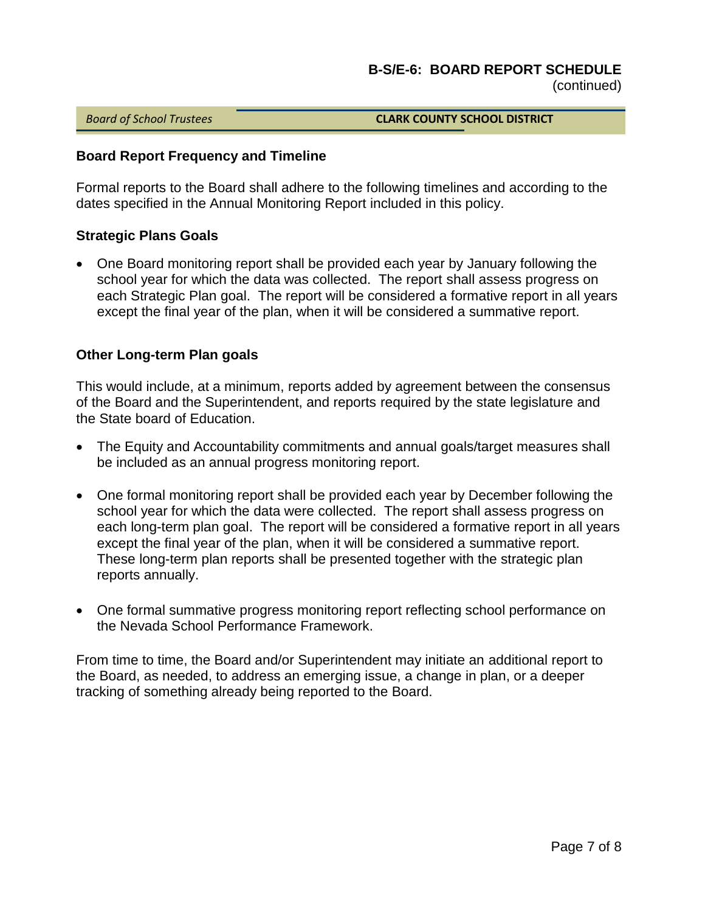## Board Report Frequency and Timeline

Formal reports to the Board shall adhere to the following timelines and according to the dates specified in the Annual Monitoring Report included in this policy.

### Strategic Plans Goals

- One Board monitoring report shall be provided each year by January following the school year for which the data was collected. The report shall assess progress on each Strategic Plan goal. The report will be considered a formative report in all years except the final year of the plan, when it will be considered a summative report.

### Other Long-term Plan goals

This would include, at a minimum, reports added by agreement between the consensus of the Board and the Superintendent, and reports required by the state legislature and the State board of Education.

- The Equity and Accountability commitments and annual goals/target measures shall be included as an annual progress monitoring report.
- One formal monitoring report shall be provided each year by December following the school year for which the data were collected. The report shall assess progress on each long-term plan goal. The report will be considered a formative report in all years except the final year of the plan, when it will be considered a summative report. These long-term plan reports shall be presented together with the strategic plan reports annually.
- One formal summative progress monitoring report reflecting school performance on the Nevada School Performance Framework.

From time to time, the Board and/or Superintendent may initiate an additional report to the Board, as needed, to address an emerging issue, a change in plan, or a deeper tracking of something already being reported to the Board.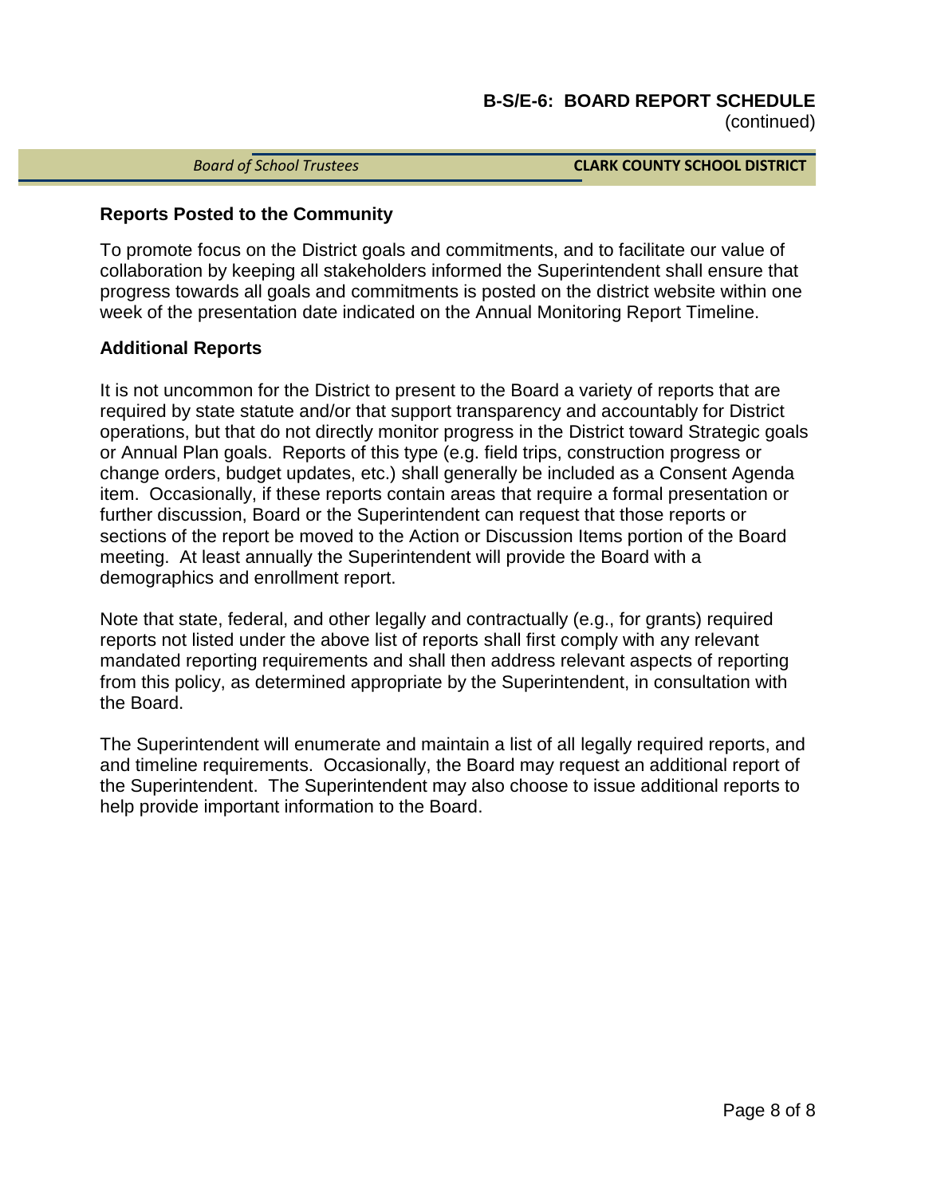## Reports Posted to the Community

To promote focus on the District goals and commitments, and to facilitate our value of collaboration by keeping all stakeholders informed the Superintendent shall ensure that progress towards all goals and commitments is posted on the district website within one week of the presentation date indicated on the Annual Monitoring Report Timeline.

## Additional Reports

It is not uncommon for the District to present to the Board a variety of reports that are required by state statute and/or that support transparency and accountably for District operations, but that do not directly monitor progress in the District toward Strategic goals or Annual Plan goals. Reports of this type (e.g. field trips, construction progress or change orders, budget updates, etc.) shall generally be included as a Consent Agenda item. Occasionally, if these reports contain areas that require a formal presentation or further discussion, Board or the Superintendent can request that those reports or sections of the report be moved to the Action or Discussion Items portion of the Board meeting. At least annually the Superintendent will provide the Board with a demographics and enrollment report.

Note that state, federal, and other legally and contractually (e.g., for grants) required reports not listed under the above list of reports shall first comply with any relevant mandated reporting requirements and shall then address relevant aspects of reporting from this policy, as determined appropriate by the Superintendent, in consultation with the Board.

The Superintendent will enumerate and maintain a list of all legally required reports, and and timeline requirements. Occasionally, the Board may request an additional report of the Superintendent. The Superintendent may also choose to issue additional reports to help provide important information to the Board.